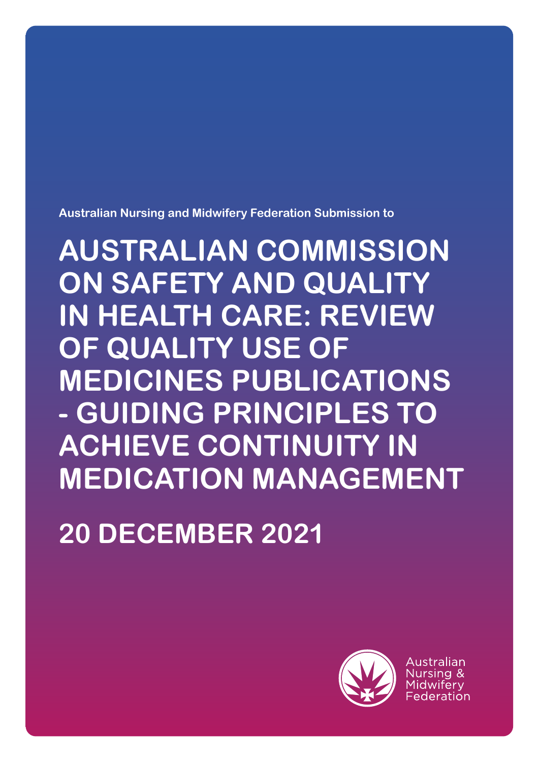Australian Nursing and Midwifery Federation Submission to

# AUSTRALIAN COMMISSION ON SAFETY AND QUALITY IN HEALTH CARE: REVIEW OF QUALITY USE OF MEDICINES PUBLICATIONS - GUIDING PRINCIPLES TO ACHIEVE CONTINUITY IN MEDICATION MANAGEMENT

## 20 DECEMBER 2021

Australian Nursing & Midwifery Federation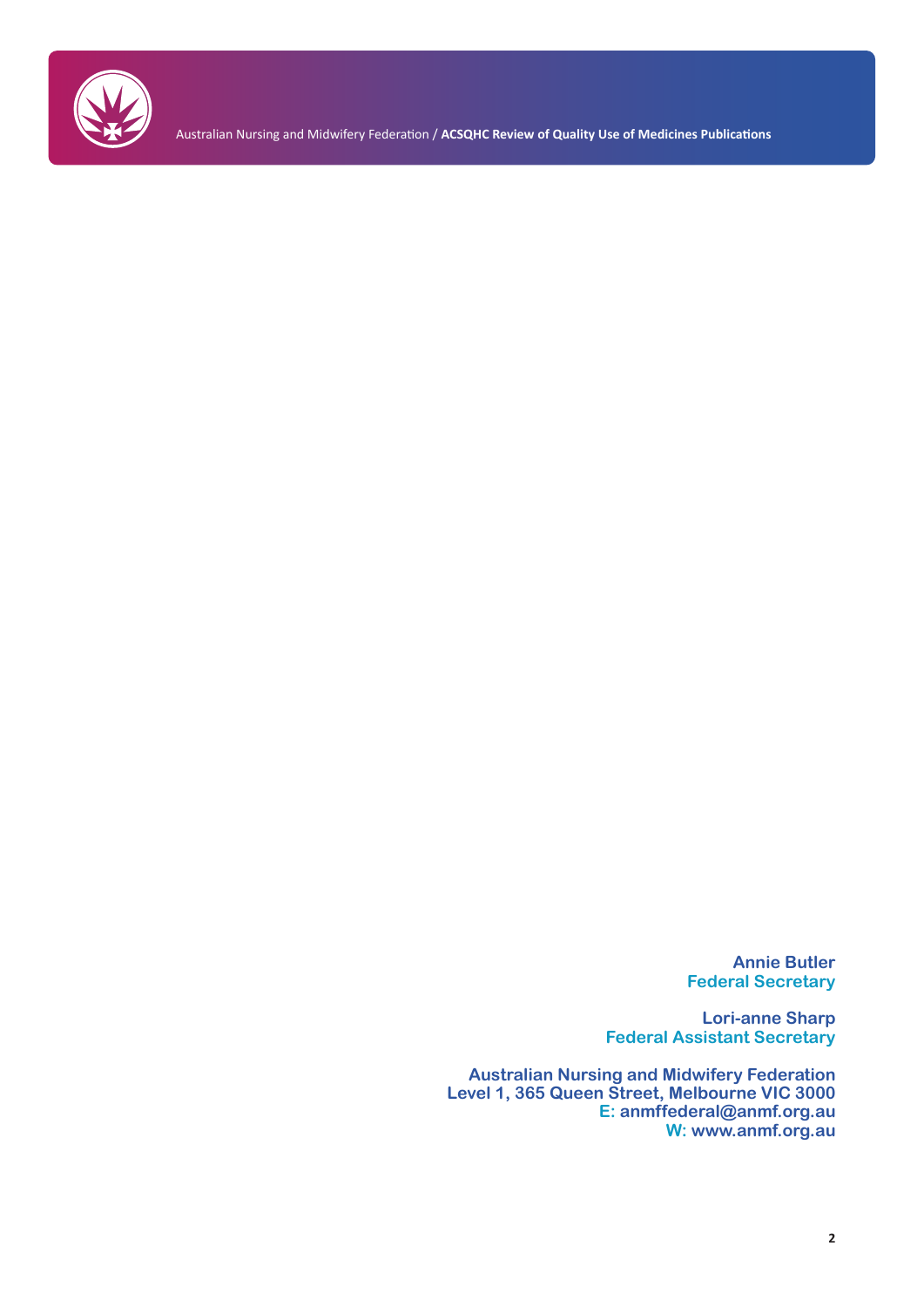**Annie Butler**
**Federal Secretary**

**Lori-anne Sharp**
**Federal Assistant Secretary**

**Australian Nursing and Midwifery Federation**
**Level 1, 365 Queen Street, Melbourne VIC 3000**
**E: anmffederal@anmf.org.au**
**W: www.anmf.org.au**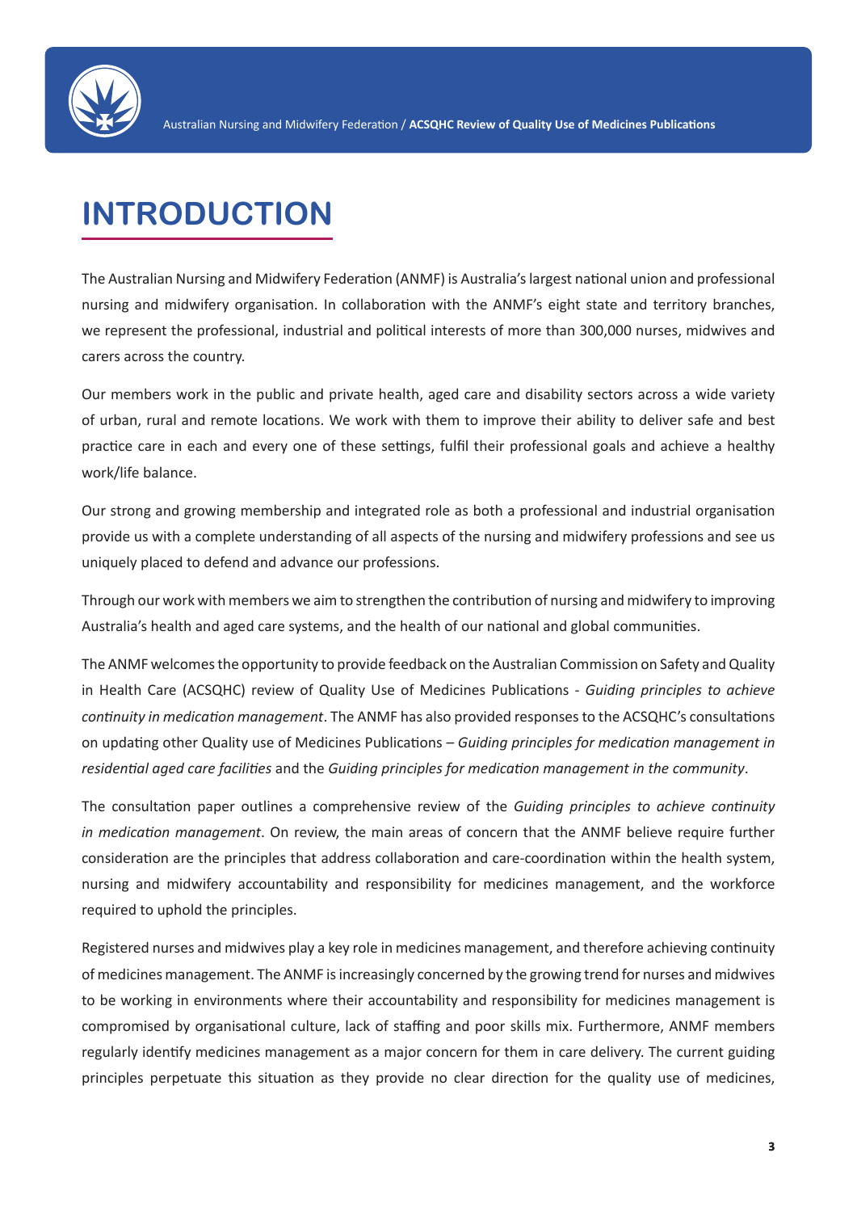# INTRODUCTION

The Australian Nursing and Midwifery Federation (ANMF) is Australia's largest national union and professional nursing and midwifery organisation. In collaboration with the ANMF's eight state and territory branches, we represent the professional, industrial and political interests of more than 300,000 nurses, midwives and carers across the country.

Our members work in the public and private health, aged care and disability sectors across a wide variety of urban, rural and remote locations. We work with them to improve their ability to deliver safe and best practice care in each and every one of these settings, fulfil their professional goals and achieve a healthy work/life balance.

Our strong and growing membership and integrated role as both a professional and industrial organisation provide us with a complete understanding of all aspects of the nursing and midwifery professions and see us uniquely placed to defend and advance our professions.

Through our work with members we aim to strengthen the contribution of nursing and midwifery to improving Australia's health and aged care systems, and the health of our national and global communities.

The ANMF welcomes the opportunity to provide feedback on the Australian Commission on Safety and Quality in Health Care (ACSQHC) review of Quality Use of Medicines Publications - *Guiding principles to achieve continuity in medication management*. The ANMF has also provided responses to the ACSQHC's consultations on updating other Quality use of Medicines Publications – *Guiding principles for medication management in residential aged care facilities* and the *Guiding principles for medication management in the community*.

The consultation paper outlines a comprehensive review of the *Guiding principles to achieve continuity in medication management*. On review, the main areas of concern that the ANMF believe require further consideration are the principles that address collaboration and care-coordination within the health system, nursing and midwifery accountability and responsibility for medicines management, and the workforce required to uphold the principles.

Registered nurses and midwives play a key role in medicines management, and therefore achieving continuity of medicines management. The ANMF is increasingly concerned by the growing trend for nurses and midwives to be working in environments where their accountability and responsibility for medicines management is compromised by organisational culture, lack of staffing and poor skills mix. Furthermore, ANMF members regularly identify medicines management as a major concern for them in care delivery. The current guiding principles perpetuate this situation as they provide no clear direction for the quality use of medicines,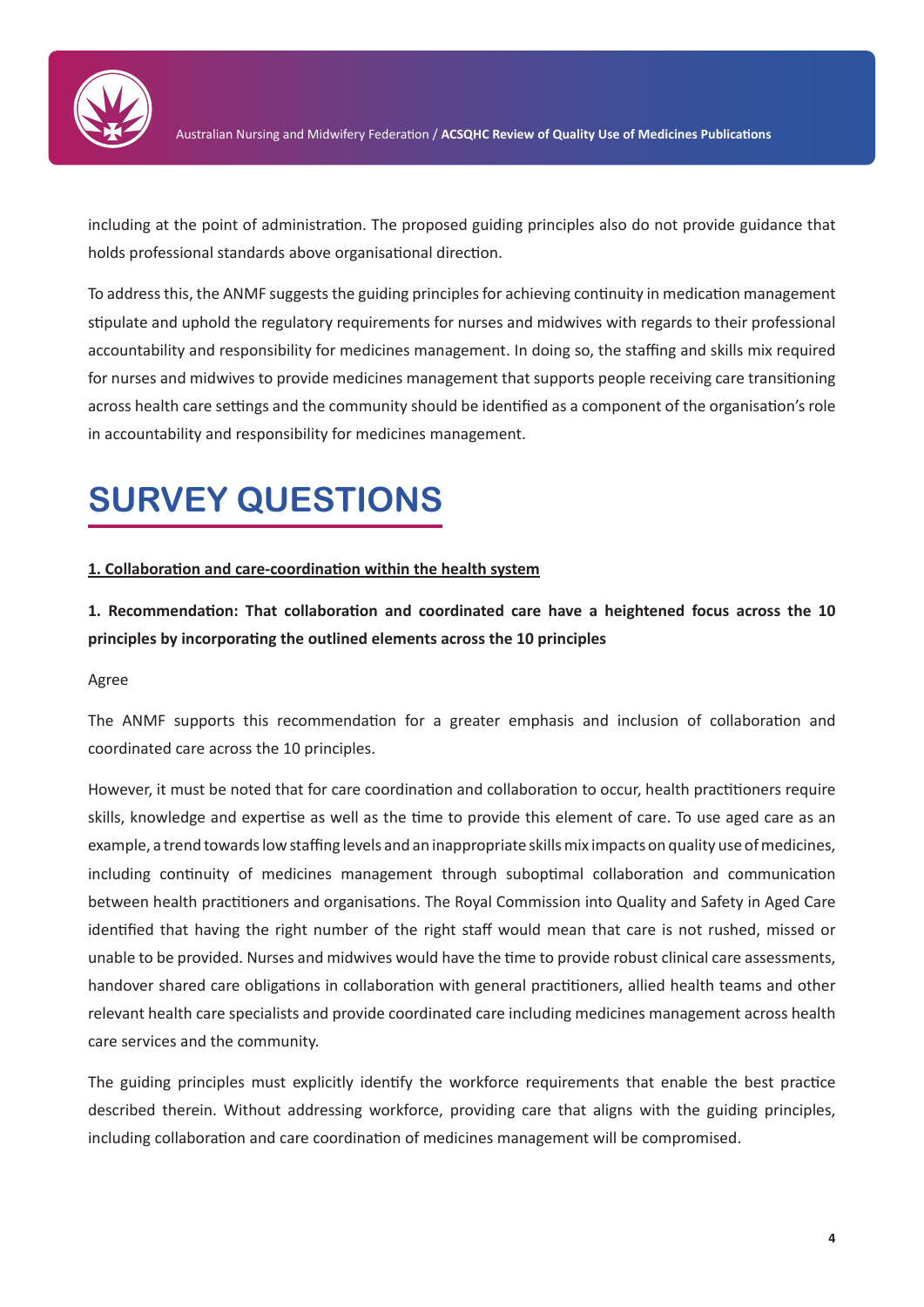including at the point of administration. The proposed guiding principles also do not provide guidance that holds professional standards above organisational direction.

To address this, the ANMF suggests the guiding principles for achieving continuity in medication management stipulate and uphold the regulatory requirements for nurses and midwives with regards to their professional accountability and responsibility for medicines management. In doing so, the staffing and skills mix required for nurses and midwives to provide medicines management that supports people receiving care transitioning across health care settings and the community should be identified as a component of the organisation's role in accountability and responsibility for medicines management.

# SURVEY QUESTIONS

**1. Collaboration and care-coordination within the health system**

**1. Recommendation: That collaboration and coordinated care have a heightened focus across the 10 principles by incorporating the outlined elements across the 10 principles**

Agree

The ANMF supports this recommendation for a greater emphasis and inclusion of collaboration and coordinated care across the 10 principles.

However, it must be noted that for care coordination and collaboration to occur, health practitioners require skills, knowledge and expertise as well as the time to provide this element of care. To use aged care as an example, a trend towards low staffing levels and an inappropriate skills mix impacts on quality use of medicines, including continuity of medicines management through suboptimal collaboration and communication between health practitioners and organisations. The Royal Commission into Quality and Safety in Aged Care identified that having the right number of the right staff would mean that care is not rushed, missed or unable to be provided. Nurses and midwives would have the time to provide robust clinical care assessments, handover shared care obligations in collaboration with general practitioners, allied health teams and other relevant health care specialists and provide coordinated care including medicines management across health care services and the community.

The guiding principles must explicitly identify the workforce requirements that enable the best practice described therein. Without addressing workforce, providing care that aligns with the guiding principles, including collaboration and care coordination of medicines management will be compromised.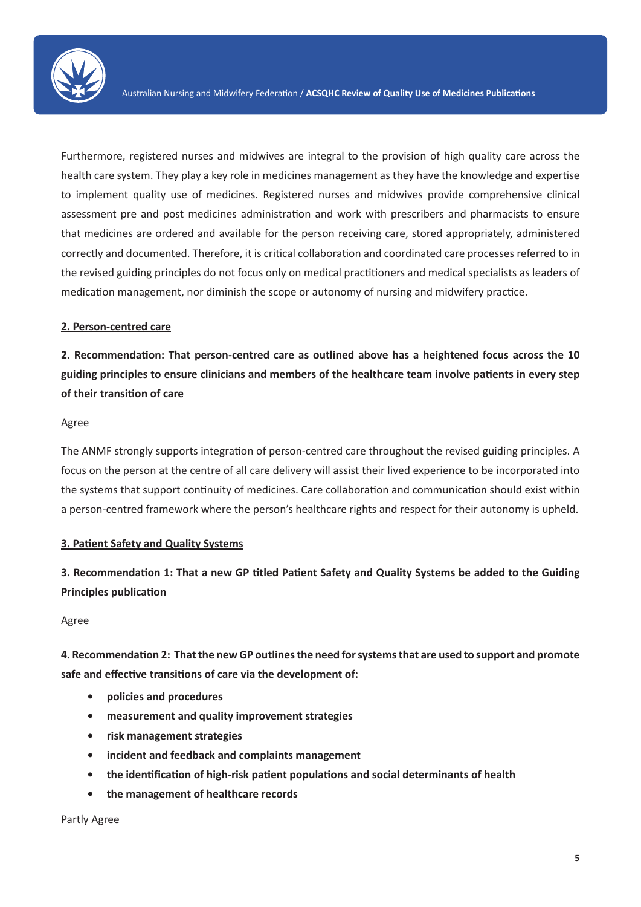Furthermore, registered nurses and midwives are integral to the provision of high quality care across the health care system. They play a key role in medicines management as they have the knowledge and expertise to implement quality use of medicines. Registered nurses and midwives provide comprehensive clinical assessment pre and post medicines administration and work with prescribers and pharmacists to ensure that medicines are ordered and available for the person receiving care, stored appropriately, administered correctly and documented. Therefore, it is critical collaboration and coordinated care processes referred to in the revised guiding principles do not focus only on medical practitioners and medical specialists as leaders of medication management, nor diminish the scope or autonomy of nursing and midwifery practice.

<u>**2. Person-centred care**</u>

**2. Recommendation: That person-centred care as outlined above has a heightened focus across the 10 guiding principles to ensure clinicians and members of the healthcare team involve patients in every step of their transition of care**

Agree

The ANMF strongly supports integration of person-centred care throughout the revised guiding principles. A focus on the person at the centre of all care delivery will assist their lived experience to be incorporated into the systems that support continuity of medicines. Care collaboration and communication should exist within a person-centred framework where the person's healthcare rights and respect for their autonomy is upheld.

<u>**3. Patient Safety and Quality Systems**</u>

**3. Recommendation 1: That a new GP titled Patient Safety and Quality Systems be added to the Guiding Principles publication**

Agree

**4. Recommendation 2: That the new GP outlines the need for systems that are used to support and promote safe and effective transitions of care via the development of:**

- **policies and procedures**
- **measurement and quality improvement strategies**
- **risk management strategies**
- **incident and feedback and complaints management**
- **the identification of high-risk patient populations and social determinants of health**
- **the management of healthcare records**

Partly Agree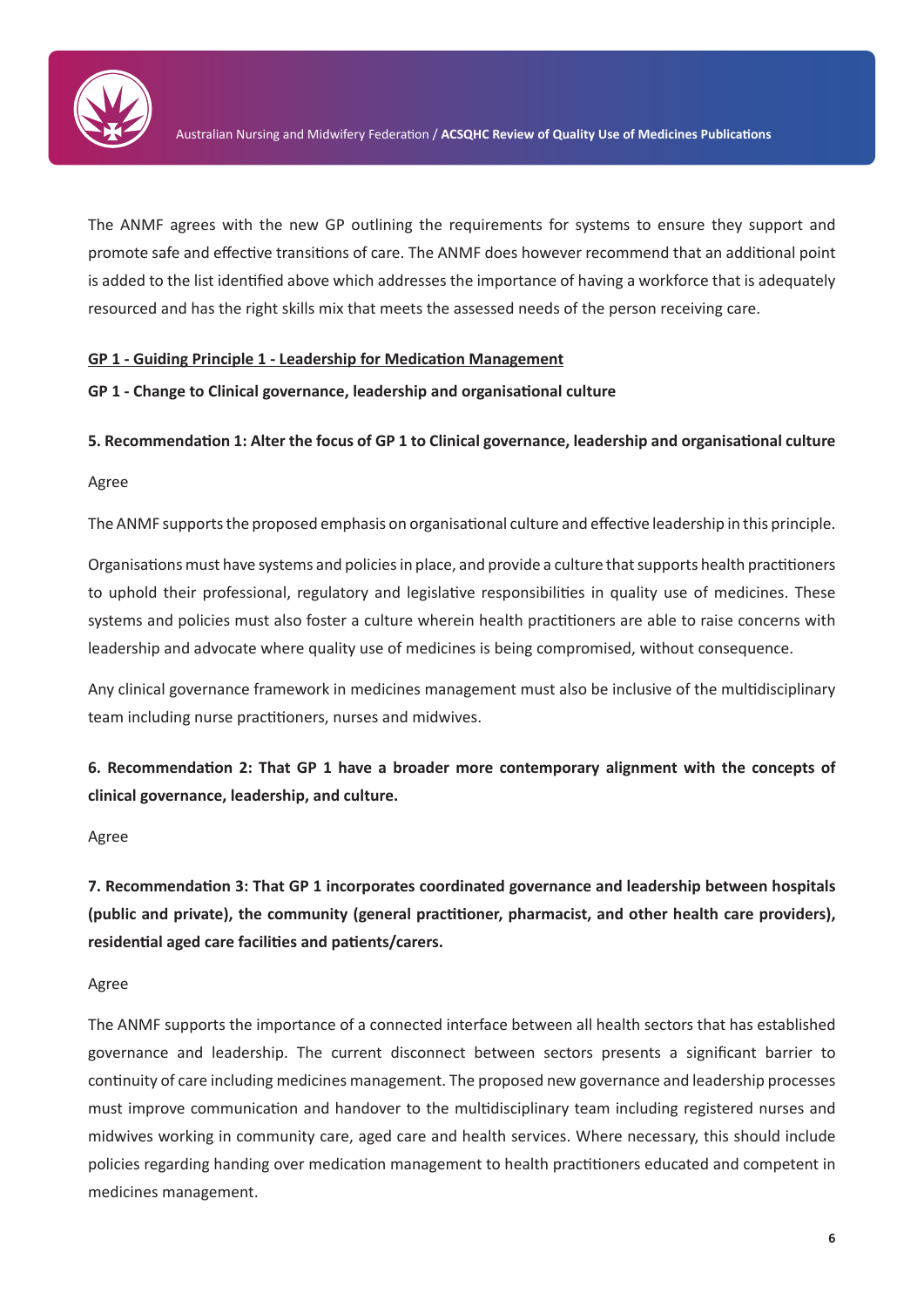The ANMF agrees with the new GP outlining the requirements for systems to ensure they support and promote safe and effective transitions of care. The ANMF does however recommend that an additional point is added to the list identified above which addresses the importance of having a workforce that is adequately resourced and has the right skills mix that meets the assessed needs of the person receiving care.

**GP 1 - Guiding Principle 1 - Leadership for Medication Management**

**GP 1 - Change to Clinical governance, leadership and organisational culture**

**5. Recommendation 1: Alter the focus of GP 1 to Clinical governance, leadership and organisational culture**

Agree

The ANMF supports the proposed emphasis on organisational culture and effective leadership in this principle.

Organisations must have systems and policies in place, and provide a culture that supports health practitioners to uphold their professional, regulatory and legislative responsibilities in quality use of medicines. These systems and policies must also foster a culture wherein health practitioners are able to raise concerns with leadership and advocate where quality use of medicines is being compromised, without consequence.

Any clinical governance framework in medicines management must also be inclusive of the multidisciplinary team including nurse practitioners, nurses and midwives.

**6. Recommendation 2: That GP 1 have a broader more contemporary alignment with the concepts of clinical governance, leadership, and culture.**

Agree

**7. Recommendation 3: That GP 1 incorporates coordinated governance and leadership between hospitals (public and private), the community (general practitioner, pharmacist, and other health care providers), residential aged care facilities and patients/carers.**

Agree

The ANMF supports the importance of a connected interface between all health sectors that has established governance and leadership. The current disconnect between sectors presents a significant barrier to continuity of care including medicines management. The proposed new governance and leadership processes must improve communication and handover to the multidisciplinary team including registered nurses and midwives working in community care, aged care and health services. Where necessary, this should include policies regarding handing over medication management to health practitioners educated and competent in medicines management.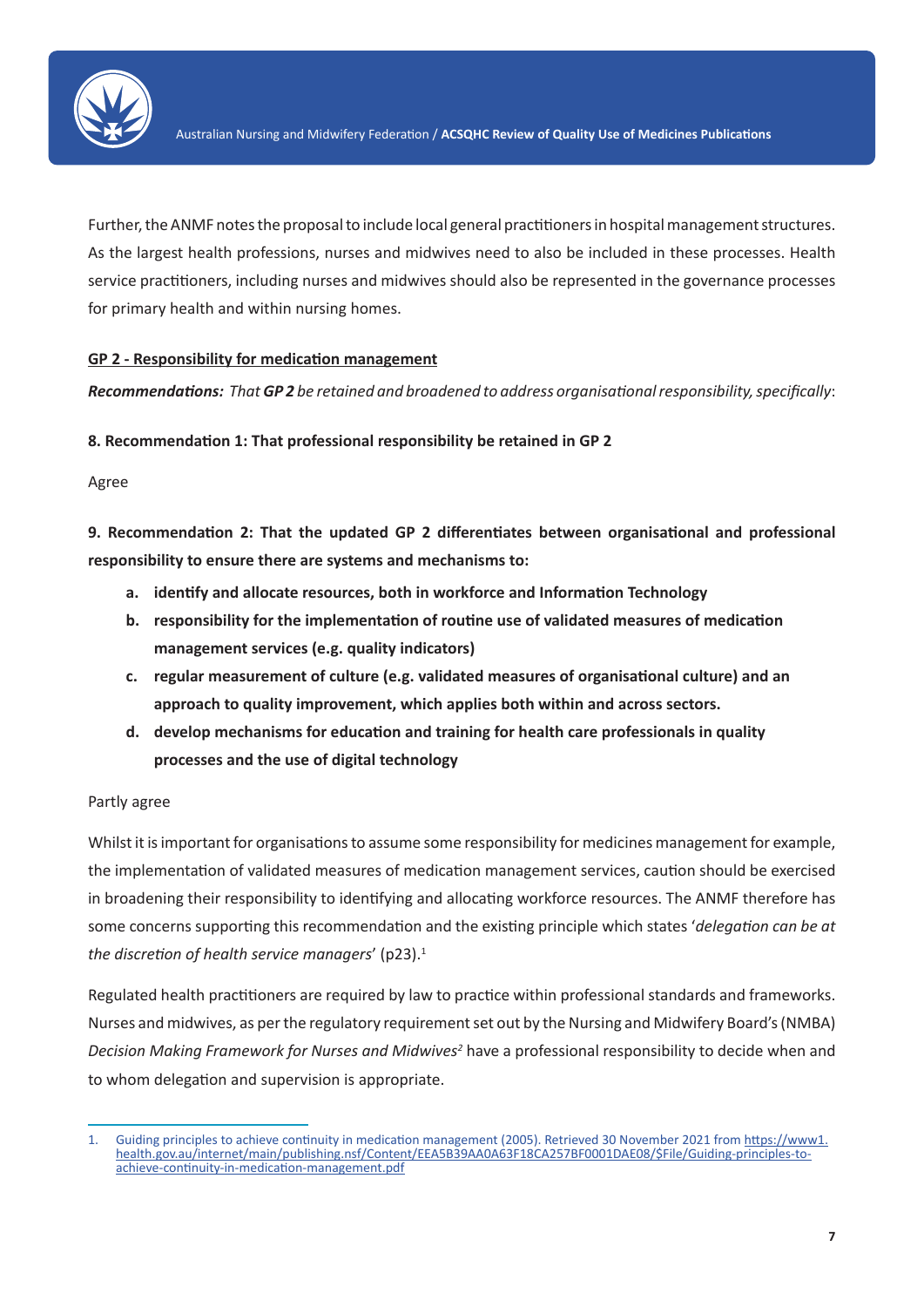Further, the ANMF notes the proposal to include local general practitioners in hospital management structures. As the largest health professions, nurses and midwives need to also be included in these processes. Health service practitioners, including nurses and midwives should also be represented in the governance processes for primary health and within nursing homes.

**GP 2 - Responsibility for medication management**

***Recommendations:*** *That* ***GP 2*** *be retained and broadened to address organisational responsibility, specifically*:

**8. Recommendation 1: That professional responsibility be retained in GP 2**

Agree

**9. Recommendation 2: That the updated GP 2 differentiates between organisational and professional responsibility to ensure there are systems and mechanisms to:**

- **a. identify and allocate resources, both in workforce and Information Technology**
- **b. responsibility for the implementation of routine use of validated measures of medication management services (e.g. quality indicators)**
- **c. regular measurement of culture (e.g. validated measures of organisational culture) and an approach to quality improvement, which applies both within and across sectors.**
- **d. develop mechanisms for education and training for health care professionals in quality processes and the use of digital technology**

Partly agree

Whilst it is important for organisations to assume some responsibility for medicines management for example, the implementation of validated measures of medication management services, caution should be exercised in broadening their responsibility to identifying and allocating workforce resources. The ANMF therefore has some concerns supporting this recommendation and the existing principle which states '*delegation can be at the discretion of health service managers*' (p23).[1]

Regulated health practitioners are required by law to practice within professional standards and frameworks. Nurses and midwives, as per the regulatory requirement set out by the Nursing and Midwifery Board's (NMBA) *Decision Making Framework for Nurses and Midwives*[2] have a professional responsibility to decide when and to whom delegation and supervision is appropriate.

---

1. Guiding principles to achieve continuity in medication management (2005). Retrieved 30 November 2021 from https://www1.health.gov.au/internet/main/publishing.nsf/Content/EEA5B39AA0A63F18CA257BF0001DAE08/$File/Guiding-principles-to-achieve-continuity-in-medication-management.pdf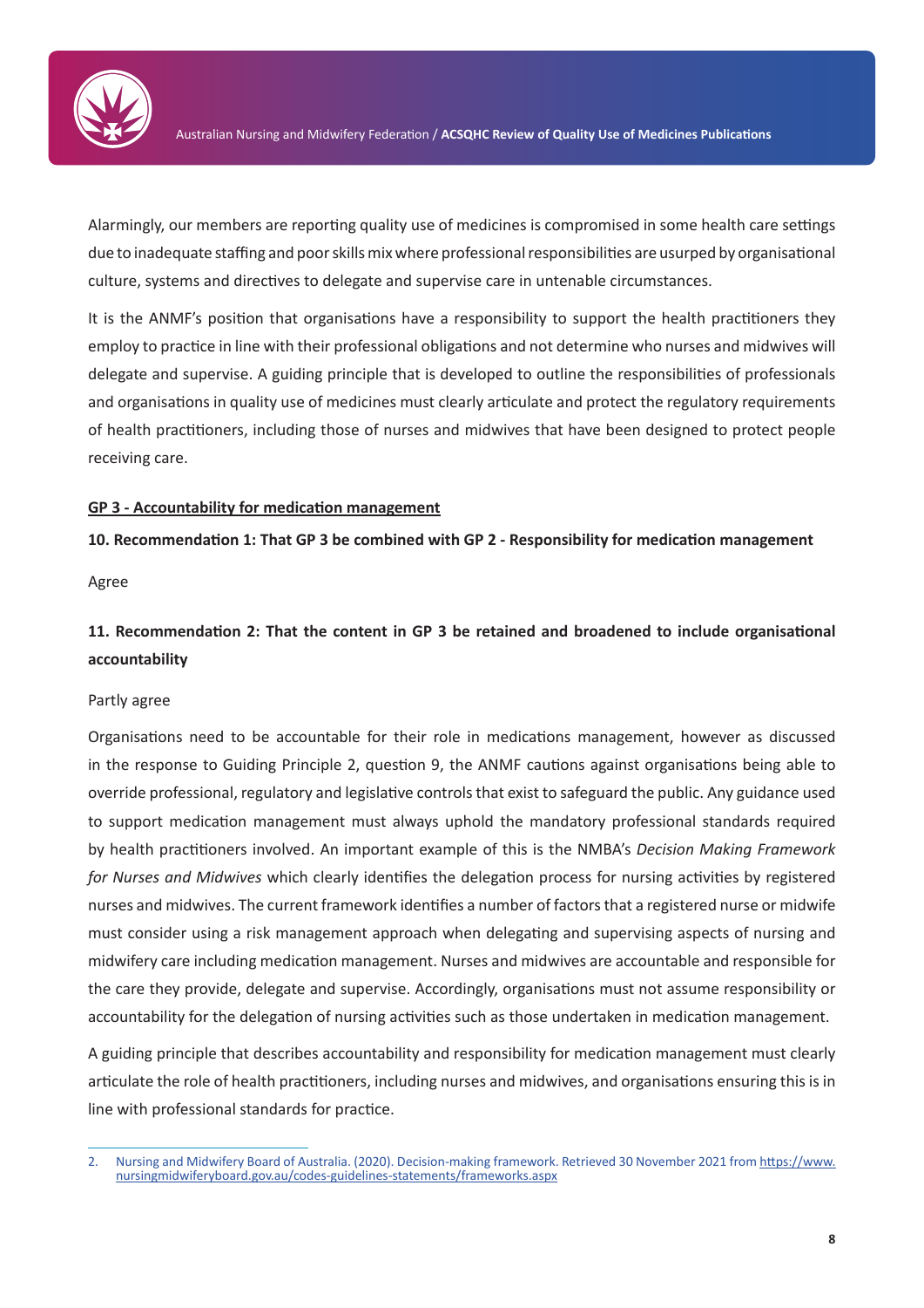Alarmingly, our members are reporting quality use of medicines is compromised in some health care settings due to inadequate staffing and poor skills mix where professional responsibilities are usurped by organisational culture, systems and directives to delegate and supervise care in untenable circumstances.

It is the ANMF's position that organisations have a responsibility to support the health practitioners they employ to practice in line with their professional obligations and not determine who nurses and midwives will delegate and supervise. A guiding principle that is developed to outline the responsibilities of professionals and organisations in quality use of medicines must clearly articulate and protect the regulatory requirements of health practitioners, including those of nurses and midwives that have been designed to protect people receiving care.

**GP 3 - Accountability for medication management**

**10. Recommendation 1: That GP 3 be combined with GP 2 - Responsibility for medication management**

Agree

**11. Recommendation 2: That the content in GP 3 be retained and broadened to include organisational accountability**

Partly agree

Organisations need to be accountable for their role in medications management, however as discussed in the response to Guiding Principle 2, question 9, the ANMF cautions against organisations being able to override professional, regulatory and legislative controls that exist to safeguard the public. Any guidance used to support medication management must always uphold the mandatory professional standards required by health practitioners involved. An important example of this is the NMBA's *Decision Making Framework for Nurses and Midwives* which clearly identifies the delegation process for nursing activities by registered nurses and midwives. The current framework identifies a number of factors that a registered nurse or midwife must consider using a risk management approach when delegating and supervising aspects of nursing and midwifery care including medication management. Nurses and midwives are accountable and responsible for the care they provide, delegate and supervise. Accordingly, organisations must not assume responsibility or accountability for the delegation of nursing activities such as those undertaken in medication management.

A guiding principle that describes accountability and responsibility for medication management must clearly articulate the role of health practitioners, including nurses and midwives, and organisations ensuring this is in line with professional standards for practice.

---

2. Nursing and Midwifery Board of Australia. (2020). Decision-making framework. Retrieved 30 November 2021 from https://www.nursingmidwiferyboard.gov.au/codes-guidelines-statements/frameworks.aspx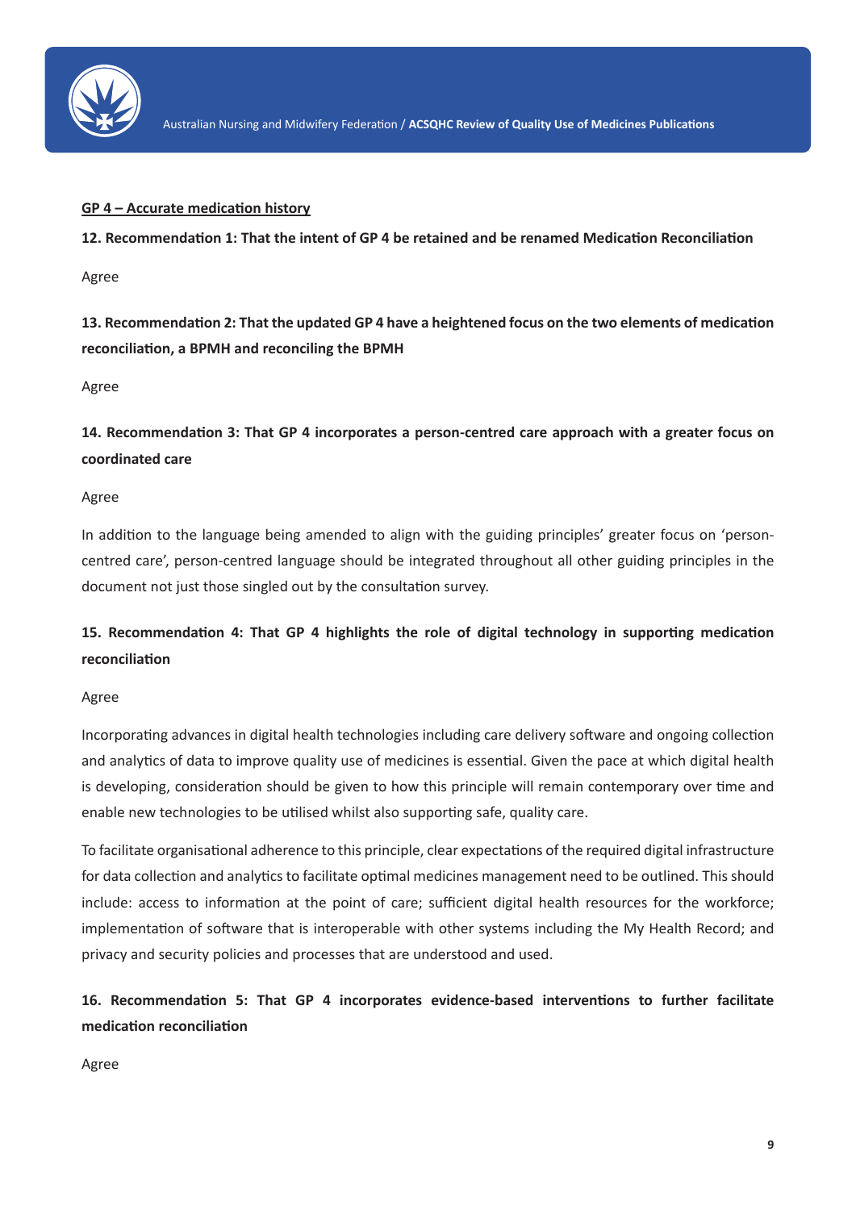**GP 4 – Accurate medication history**

**12. Recommendation 1: That the intent of GP 4 be retained and be renamed Medication Reconciliation**

Agree

**13. Recommendation 2: That the updated GP 4 have a heightened focus on the two elements of medication reconciliation, a BPMH and reconciling the BPMH**

Agree

**14. Recommendation 3: That GP 4 incorporates a person-centred care approach with a greater focus on coordinated care**

Agree

In addition to the language being amended to align with the guiding principles' greater focus on 'person-centred care', person-centred language should be integrated throughout all other guiding principles in the document not just those singled out by the consultation survey.

**15. Recommendation 4: That GP 4 highlights the role of digital technology in supporting medication reconciliation**

Agree

Incorporating advances in digital health technologies including care delivery software and ongoing collection and analytics of data to improve quality use of medicines is essential. Given the pace at which digital health is developing, consideration should be given to how this principle will remain contemporary over time and enable new technologies to be utilised whilst also supporting safe, quality care.

To facilitate organisational adherence to this principle, clear expectations of the required digital infrastructure for data collection and analytics to facilitate optimal medicines management need to be outlined. This should include: access to information at the point of care; sufficient digital health resources for the workforce; implementation of software that is interoperable with other systems including the My Health Record; and privacy and security policies and processes that are understood and used.

**16. Recommendation 5: That GP 4 incorporates evidence-based interventions to further facilitate medication reconciliation**

Agree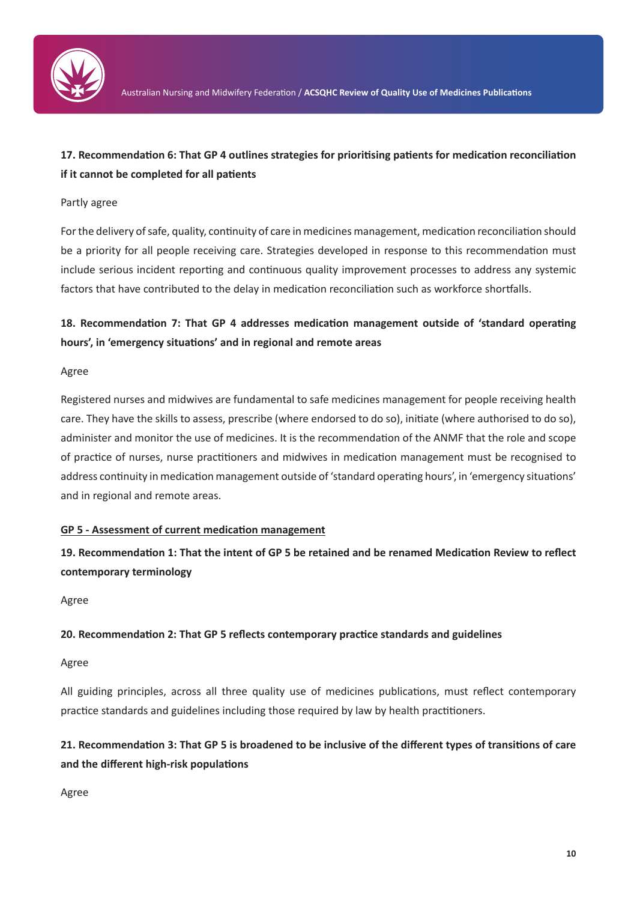**17. Recommendation 6: That GP 4 outlines strategies for prioritising patients for medication reconciliation if it cannot be completed for all patients**

Partly agree

For the delivery of safe, quality, continuity of care in medicines management, medication reconciliation should be a priority for all people receiving care. Strategies developed in response to this recommendation must include serious incident reporting and continuous quality improvement processes to address any systemic factors that have contributed to the delay in medication reconciliation such as workforce shortfalls.

**18. Recommendation 7: That GP 4 addresses medication management outside of 'standard operating hours', in 'emergency situations' and in regional and remote areas**

Agree

Registered nurses and midwives are fundamental to safe medicines management for people receiving health care. They have the skills to assess, prescribe (where endorsed to do so), initiate (where authorised to do so), administer and monitor the use of medicines. It is the recommendation of the ANMF that the role and scope of practice of nurses, nurse practitioners and midwives in medication management must be recognised to address continuity in medication management outside of 'standard operating hours', in 'emergency situations' and in regional and remote areas.

**<u>GP 5 - Assessment of current medication management</u>**

**19. Recommendation 1: That the intent of GP 5 be retained and be renamed Medication Review to reflect contemporary terminology**

Agree

**20. Recommendation 2: That GP 5 reflects contemporary practice standards and guidelines**

Agree

All guiding principles, across all three quality use of medicines publications, must reflect contemporary practice standards and guidelines including those required by law by health practitioners.

**21. Recommendation 3: That GP 5 is broadened to be inclusive of the different types of transitions of care and the different high-risk populations**

Agree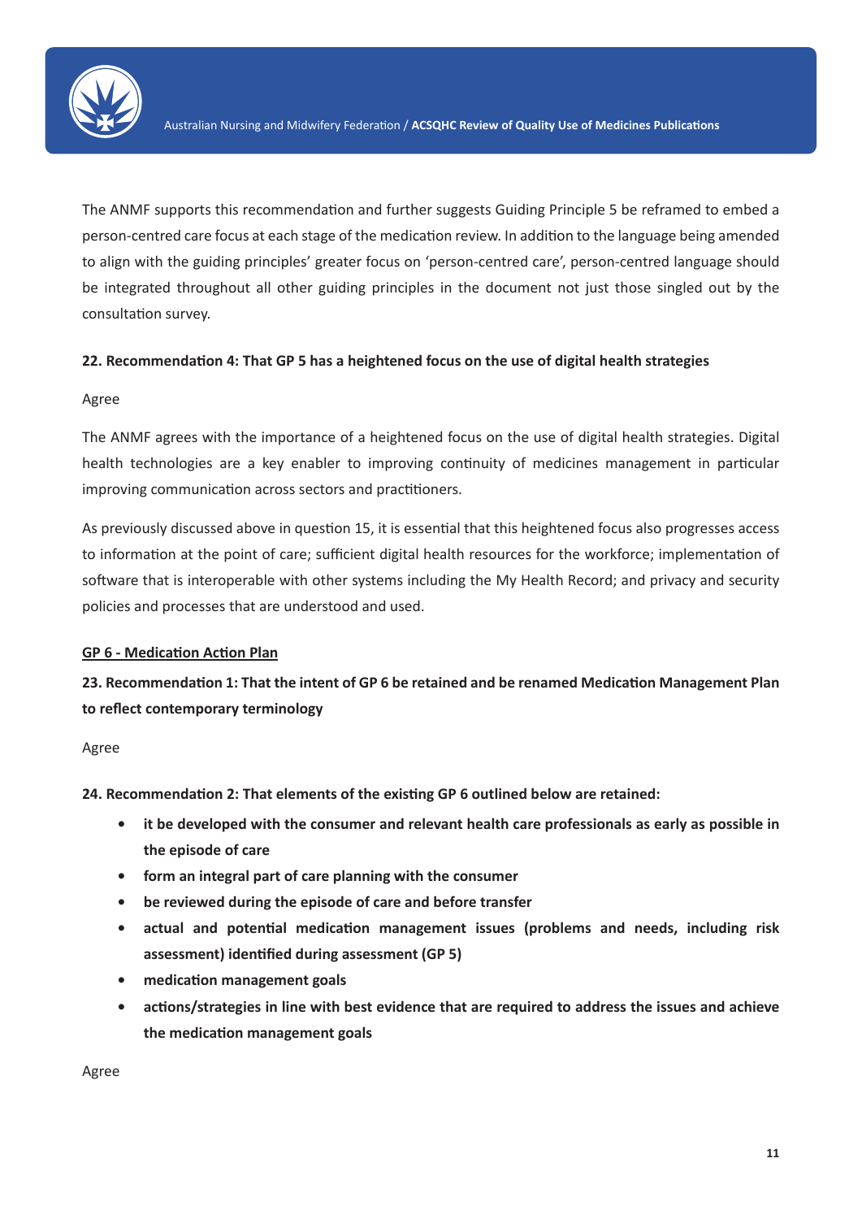The ANMF supports this recommendation and further suggests Guiding Principle 5 be reframed to embed a person-centred care focus at each stage of the medication review. In addition to the language being amended to align with the guiding principles' greater focus on 'person-centred care', person-centred language should be integrated throughout all other guiding principles in the document not just those singled out by the consultation survey.

**22. Recommendation 4: That GP 5 has a heightened focus on the use of digital health strategies**

Agree

The ANMF agrees with the importance of a heightened focus on the use of digital health strategies. Digital health technologies are a key enabler to improving continuity of medicines management in particular improving communication across sectors and practitioners.

As previously discussed above in question 15, it is essential that this heightened focus also progresses access to information at the point of care; sufficient digital health resources for the workforce; implementation of software that is interoperable with other systems including the My Health Record; and privacy and security policies and processes that are understood and used.

**GP 6 - Medication Action Plan**

**23. Recommendation 1: That the intent of GP 6 be retained and be renamed Medication Management Plan to reflect contemporary terminology**

Agree

**24. Recommendation 2: That elements of the existing GP 6 outlined below are retained:**

- **it be developed with the consumer and relevant health care professionals as early as possible in the episode of care**
- **form an integral part of care planning with the consumer**
- **be reviewed during the episode of care and before transfer**
- **actual and potential medication management issues (problems and needs, including risk assessment) identified during assessment (GP 5)**
- **medication management goals**
- **actions/strategies in line with best evidence that are required to address the issues and achieve the medication management goals**

Agree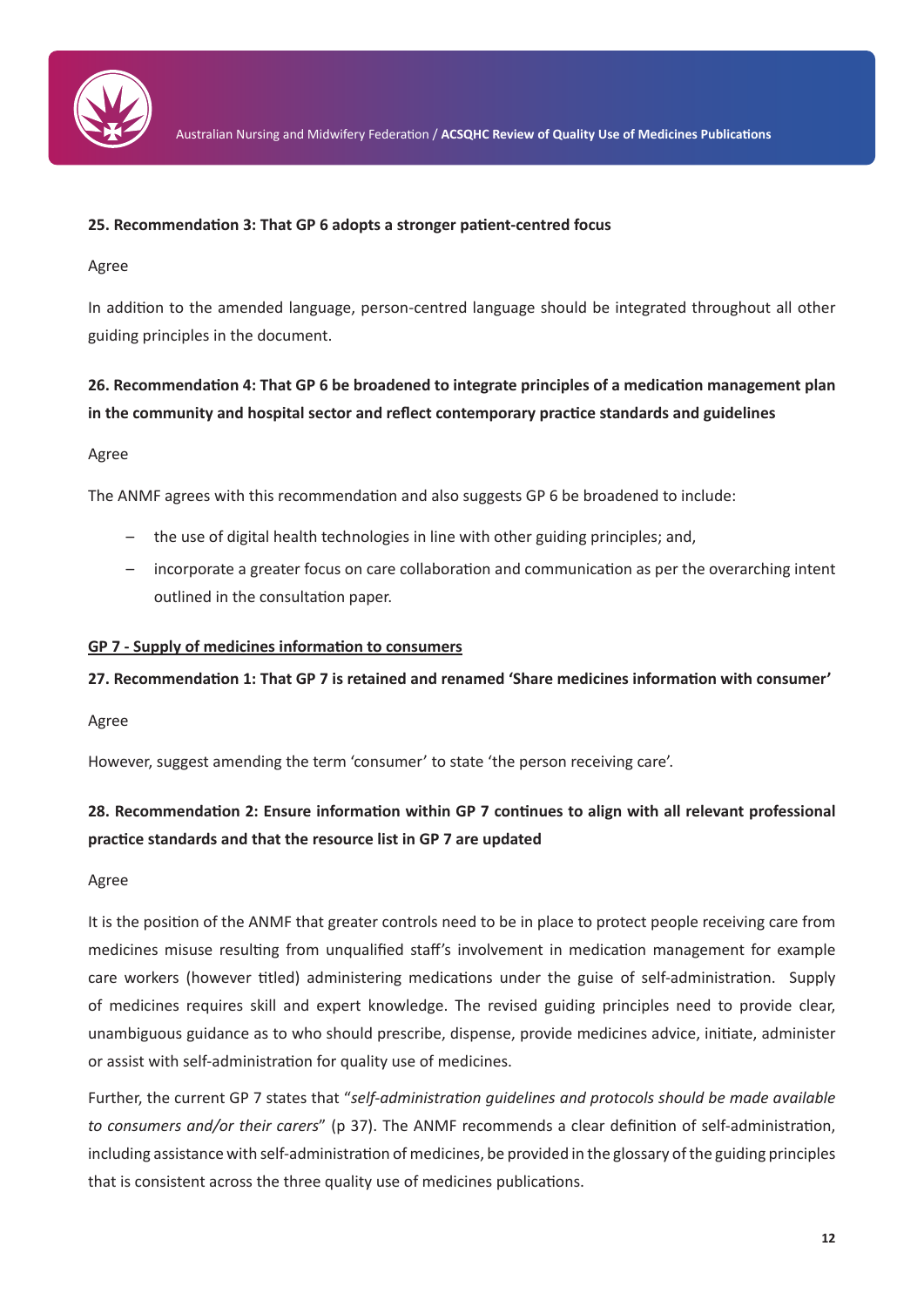**25. Recommendation 3: That GP 6 adopts a stronger patient-centred focus**

Agree

In addition to the amended language, person-centred language should be integrated throughout all other guiding principles in the document.

**26. Recommendation 4: That GP 6 be broadened to integrate principles of a medication management plan in the community and hospital sector and reflect contemporary practice standards and guidelines**

Agree

The ANMF agrees with this recommendation and also suggests GP 6 be broadened to include:

- the use of digital health technologies in line with other guiding principles; and,
- incorporate a greater focus on care collaboration and communication as per the overarching intent outlined in the consultation paper.

**GP 7 - Supply of medicines information to consumers**

**27. Recommendation 1: That GP 7 is retained and renamed 'Share medicines information with consumer'**

Agree

However, suggest amending the term 'consumer' to state 'the person receiving care'.

**28. Recommendation 2: Ensure information within GP 7 continues to align with all relevant professional practice standards and that the resource list in GP 7 are updated**

Agree

It is the position of the ANMF that greater controls need to be in place to protect people receiving care from medicines misuse resulting from unqualified staff's involvement in medication management for example care workers (however titled) administering medications under the guise of self-administration. Supply of medicines requires skill and expert knowledge. The revised guiding principles need to provide clear, unambiguous guidance as to who should prescribe, dispense, provide medicines advice, initiate, administer or assist with self-administration for quality use of medicines.

Further, the current GP 7 states that "*self-administration guidelines and protocols should be made available to consumers and/or their carers*" (p 37). The ANMF recommends a clear definition of self-administration, including assistance with self-administration of medicines, be provided in the glossary of the guiding principles that is consistent across the three quality use of medicines publications.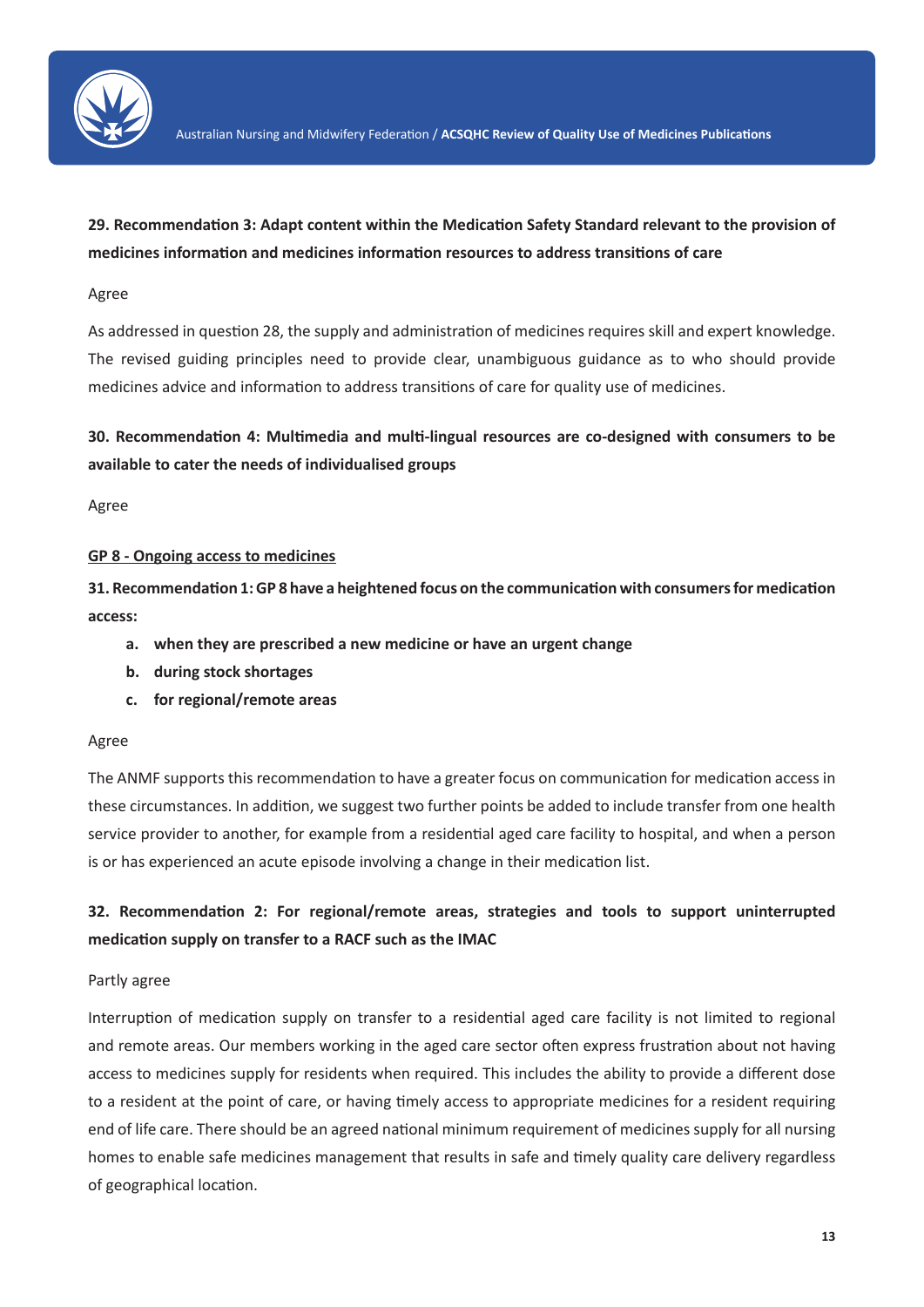**29. Recommendation 3: Adapt content within the Medication Safety Standard relevant to the provision of medicines information and medicines information resources to address transitions of care**

Agree

As addressed in question 28, the supply and administration of medicines requires skill and expert knowledge. The revised guiding principles need to provide clear, unambiguous guidance as to who should provide medicines advice and information to address transitions of care for quality use of medicines.

**30. Recommendation 4: Multimedia and multi-lingual resources are co-designed with consumers to be available to cater the needs of individualised groups**

Agree

**GP 8 - Ongoing access to medicines**

**31. Recommendation 1: GP 8 have a heightened focus on the communication with consumers for medication access:**

- **a. when they are prescribed a new medicine or have an urgent change**
- **b. during stock shortages**
- **c. for regional/remote areas**

Agree

The ANMF supports this recommendation to have a greater focus on communication for medication access in these circumstances. In addition, we suggest two further points be added to include transfer from one health service provider to another, for example from a residential aged care facility to hospital, and when a person is or has experienced an acute episode involving a change in their medication list.

**32. Recommendation 2: For regional/remote areas, strategies and tools to support uninterrupted medication supply on transfer to a RACF such as the IMAC**

Partly agree

Interruption of medication supply on transfer to a residential aged care facility is not limited to regional and remote areas. Our members working in the aged care sector often express frustration about not having access to medicines supply for residents when required. This includes the ability to provide a different dose to a resident at the point of care, or having timely access to appropriate medicines for a resident requiring end of life care. There should be an agreed national minimum requirement of medicines supply for all nursing homes to enable safe medicines management that results in safe and timely quality care delivery regardless of geographical location.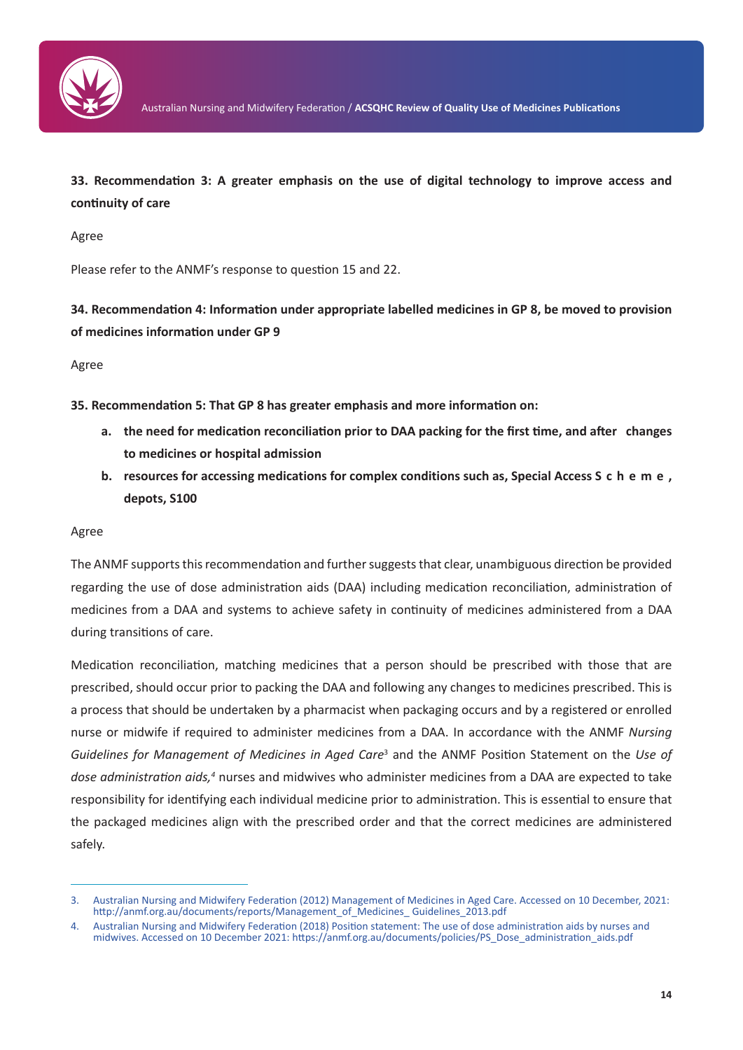**33. Recommendation 3: A greater emphasis on the use of digital technology to improve access and continuity of care**

Agree

Please refer to the ANMF's response to question 15 and 22.

**34. Recommendation 4: Information under appropriate labelled medicines in GP 8, be moved to provision of medicines information under GP 9**

Agree

**35. Recommendation 5: That GP 8 has greater emphasis and more information on:**

- **a. the need for medication reconciliation prior to DAA packing for the first time, and after changes to medicines or hospital admission**
- **b. resources for accessing medications for complex conditions such as, Special Access Scheme, depots, S100**

Agree

The ANMF supports this recommendation and further suggests that clear, unambiguous direction be provided regarding the use of dose administration aids (DAA) including medication reconciliation, administration of medicines from a DAA and systems to achieve safety in continuity of medicines administered from a DAA during transitions of care.

Medication reconciliation, matching medicines that a person should be prescribed with those that are prescribed, should occur prior to packing the DAA and following any changes to medicines prescribed. This is a process that should be undertaken by a pharmacist when packaging occurs and by a registered or enrolled nurse or midwife if required to administer medicines from a DAA. In accordance with the ANMF *Nursing Guidelines for Management of Medicines in Aged Care*[3] and the ANMF Position Statement on the *Use of dose administration aids,*[4] nurses and midwives who administer medicines from a DAA are expected to take responsibility for identifying each individual medicine prior to administration. This is essential to ensure that the packaged medicines align with the prescribed order and that the correct medicines are administered safely.

---

3. Australian Nursing and Midwifery Federation (2012) Management of Medicines in Aged Care. Accessed on 10 December, 2021: http://anmf.org.au/documents/reports/Management_of_Medicines_ Guidelines_2013.pdf
4. Australian Nursing and Midwifery Federation (2018) Position statement: The use of dose administration aids by nurses and midwives. Accessed on 10 December 2021: https://anmf.org.au/documents/policies/PS_Dose_administration_aids.pdf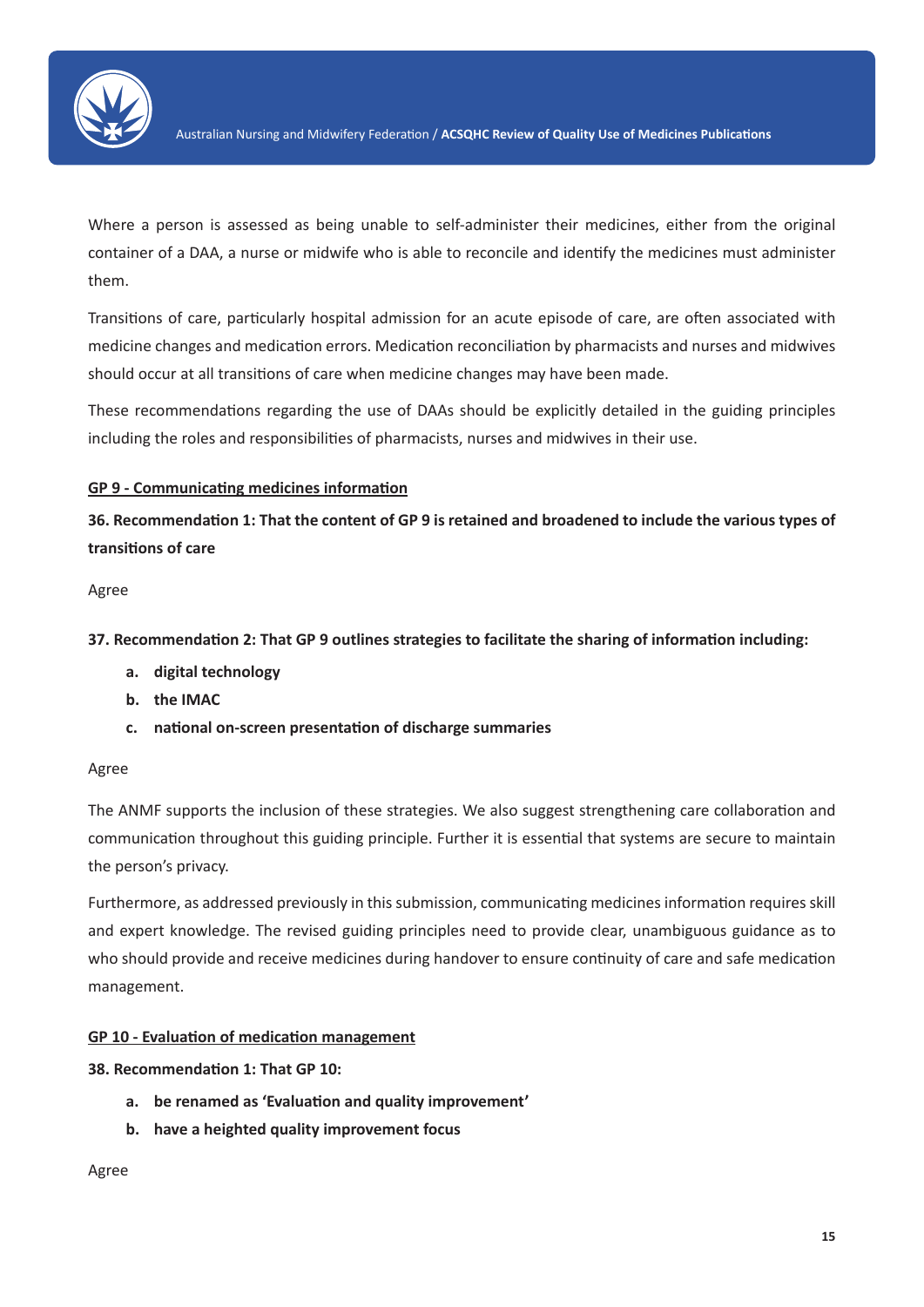Where a person is assessed as being unable to self-administer their medicines, either from the original container of a DAA, a nurse or midwife who is able to reconcile and identify the medicines must administer them.

Transitions of care, particularly hospital admission for an acute episode of care, are often associated with medicine changes and medication errors. Medication reconciliation by pharmacists and nurses and midwives should occur at all transitions of care when medicine changes may have been made.

These recommendations regarding the use of DAAs should be explicitly detailed in the guiding principles including the roles and responsibilities of pharmacists, nurses and midwives in their use.

<u>**GP 9 - Communicating medicines information**</u>

**36. Recommendation 1: That the content of GP 9 is retained and broadened to include the various types of transitions of care**

Agree

**37. Recommendation 2: That GP 9 outlines strategies to facilitate the sharing of information including:**

- **a. digital technology**
- **b. the IMAC**
- **c. national on-screen presentation of discharge summaries**

Agree

The ANMF supports the inclusion of these strategies. We also suggest strengthening care collaboration and communication throughout this guiding principle. Further it is essential that systems are secure to maintain the person's privacy.

Furthermore, as addressed previously in this submission, communicating medicines information requires skill and expert knowledge. The revised guiding principles need to provide clear, unambiguous guidance as to who should provide and receive medicines during handover to ensure continuity of care and safe medication management.

<u>**GP 10 - Evaluation of medication management**</u>

**38. Recommendation 1: That GP 10:**

- **a. be renamed as 'Evaluation and quality improvement'**
- **b. have a heighted quality improvement focus**

Agree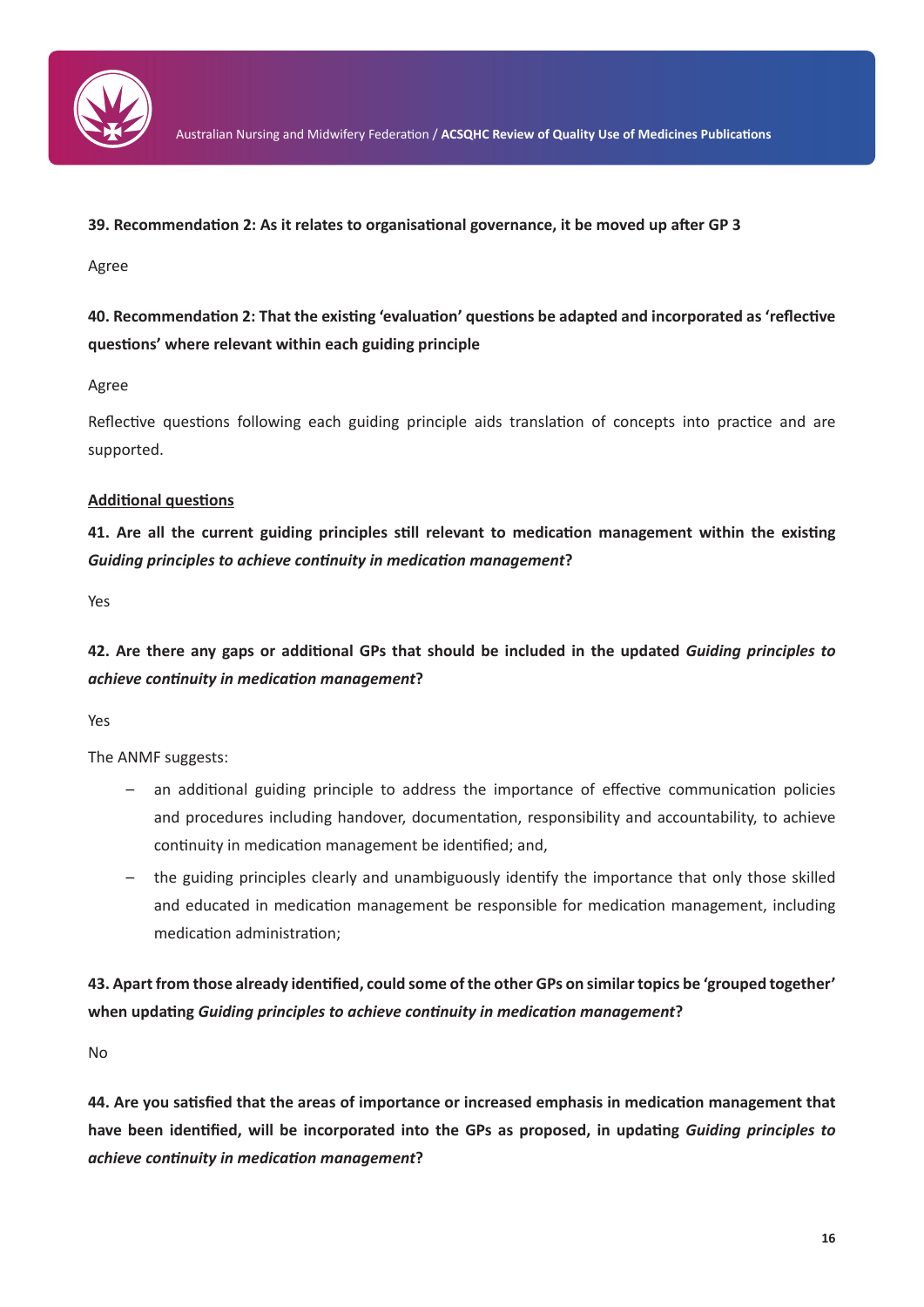**39. Recommendation 2: As it relates to organisational governance, it be moved up after GP 3**

Agree

**40. Recommendation 2: That the existing 'evaluation' questions be adapted and incorporated as 'reflective questions' where relevant within each guiding principle**

Agree

Reflective questions following each guiding principle aids translation of concepts into practice and are supported.

**Additional questions**

**41. Are all the current guiding principles still relevant to medication management within the existing *Guiding principles to achieve continuity in medication management*?**

Yes

**42. Are there any gaps or additional GPs that should be included in the updated *Guiding principles to achieve continuity in medication management*?**

Yes

The ANMF suggests:

- an additional guiding principle to address the importance of effective communication policies and procedures including handover, documentation, responsibility and accountability, to achieve continuity in medication management be identified; and,
- the guiding principles clearly and unambiguously identify the importance that only those skilled and educated in medication management be responsible for medication management, including medication administration;

**43. Apart from those already identified, could some of the other GPs on similar topics be 'grouped together' when updating *Guiding principles to achieve continuity in medication management*?**

No

**44. Are you satisfied that the areas of importance or increased emphasis in medication management that have been identified, will be incorporated into the GPs as proposed, in updating *Guiding principles to achieve continuity in medication management*?**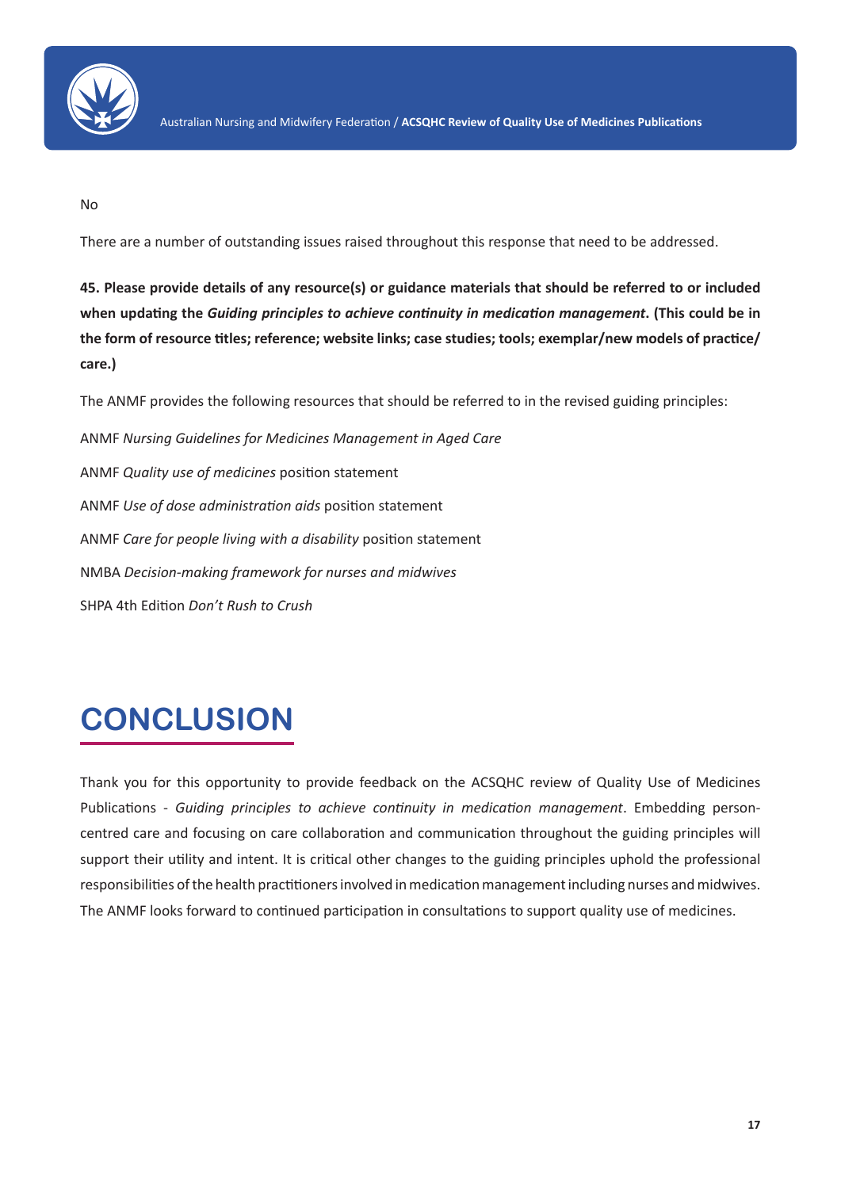No

There are a number of outstanding issues raised throughout this response that need to be addressed.

**45. Please provide details of any resource(s) or guidance materials that should be referred to or included when updating the *Guiding principles to achieve continuity in medication management*. (This could be in the form of resource titles; reference; website links; case studies; tools; exemplar/new models of practice/care.)**

The ANMF provides the following resources that should be referred to in the revised guiding principles:

ANMF *Nursing Guidelines for Medicines Management in Aged Care*

ANMF *Quality use of medicines* position statement

ANMF *Use of dose administration aids* position statement

ANMF *Care for people living with a disability* position statement

NMBA *Decision-making framework for nurses and midwives*

SHPA 4th Edition *Don't Rush to Crush*

# CONCLUSION

Thank you for this opportunity to provide feedback on the ACSQHC review of Quality Use of Medicines Publications - *Guiding principles to achieve continuity in medication management*. Embedding person-centred care and focusing on care collaboration and communication throughout the guiding principles will support their utility and intent. It is critical other changes to the guiding principles uphold the professional responsibilities of the health practitioners involved in medication management including nurses and midwives. The ANMF looks forward to continued participation in consultations to support quality use of medicines.